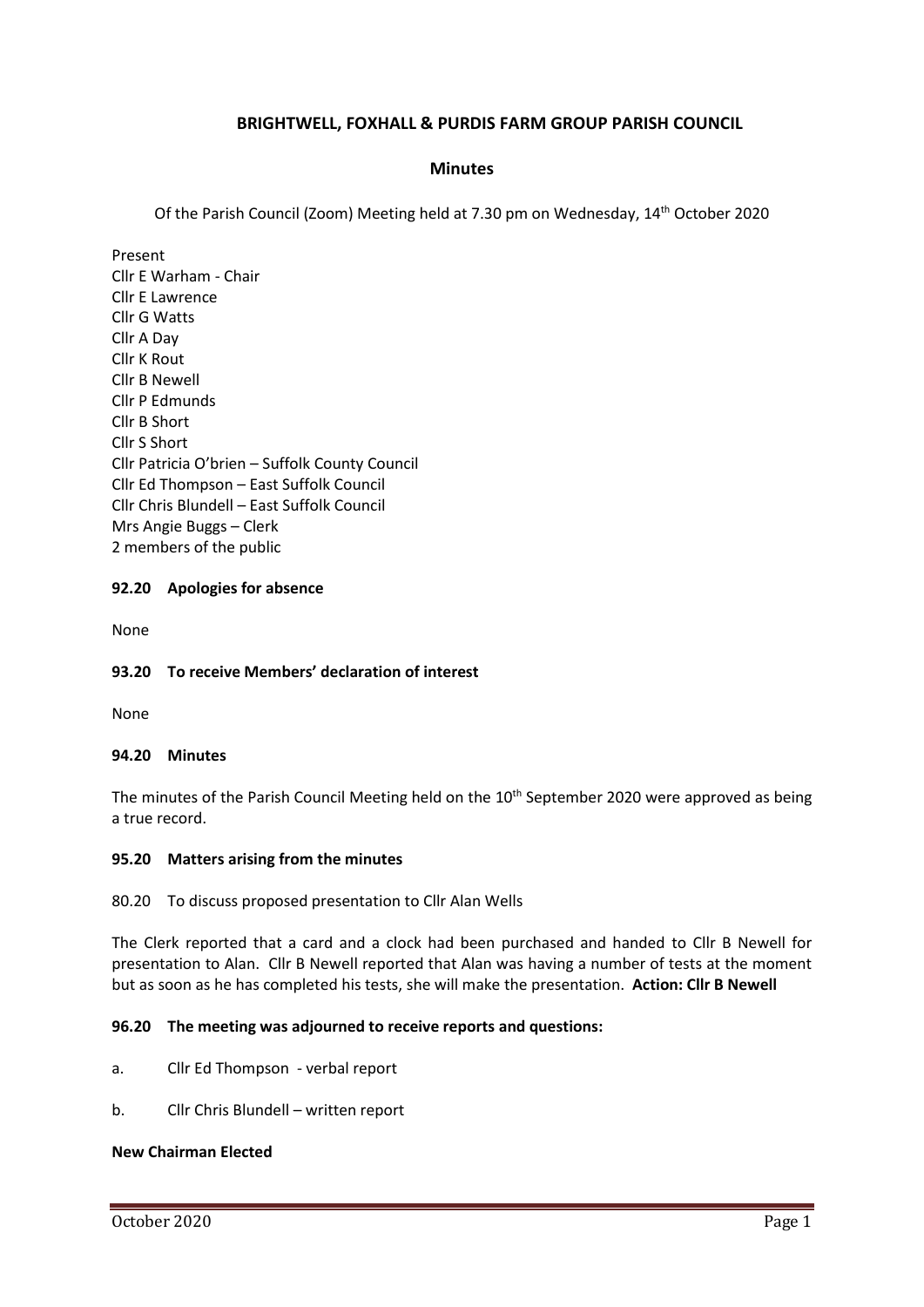# BRIGHTWELL, FOXHALL & PURDIS FARM GROUP PARISH COUNCIL

## Minutes

Of the Parish Council (Zoom) Meeting held at 7.30 pm on Wednesday, 14th October 2020

Present
Cllr E Warham - Chair
Cllr E Lawrence
Cllr G Watts
Cllr A Day
Cllr K Rout
Cllr B Newell
Cllr P Edmunds
Cllr B Short
Cllr S Short
Cllr Patricia O'brien – Suffolk County Council
Cllr Ed Thompson – East Suffolk Council
Cllr Chris Blundell – East Suffolk Council
Mrs Angie Buggs – Clerk
2 members of the public

### 92.20 Apologies for absence

None

### 93.20 To receive Members' declaration of interest

None

### 94.20 Minutes

The minutes of the Parish Council Meeting held on the 10th September 2020 were approved as being a true record.

### 95.20 Matters arising from the minutes

80.20 To discuss proposed presentation to Cllr Alan Wells

The Clerk reported that a card and a clock had been purchased and handed to Cllr B Newell for presentation to Alan. Cllr B Newell reported that Alan was having a number of tests at the moment but as soon as he has completed his tests, she will make the presentation. **Action: Cllr B Newell**

### 96.20 The meeting was adjourned to receive reports and questions:

a. Cllr Ed Thompson - verbal report

b. Cllr Chris Blundell – written report

**New Chairman Elected**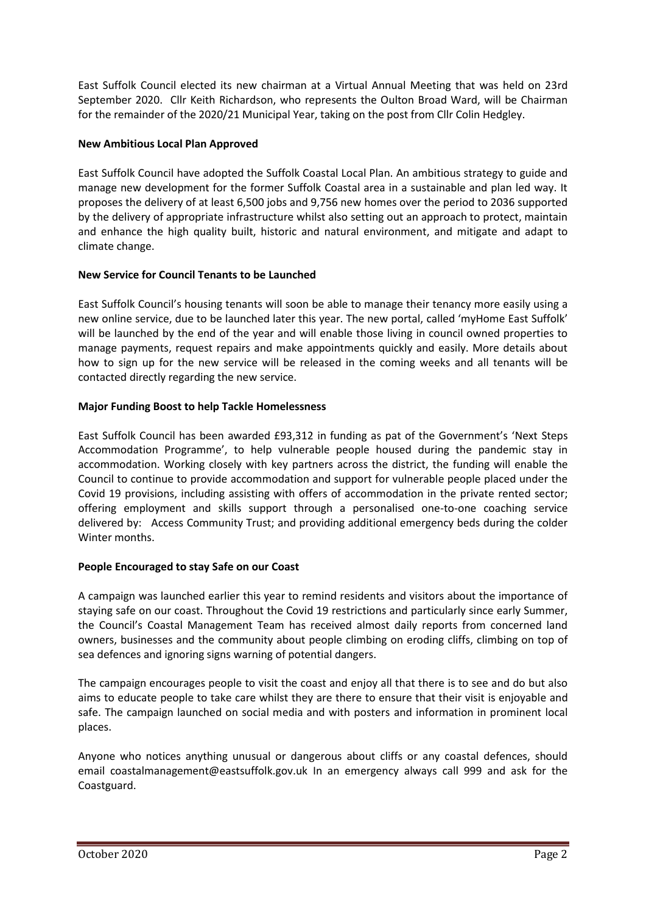East Suffolk Council elected its new chairman at a Virtual Annual Meeting that was held on 23rd September 2020. Cllr Keith Richardson, who represents the Oulton Broad Ward, will be Chairman for the remainder of the 2020/21 Municipal Year, taking on the post from Cllr Colin Hedgley.

**New Ambitious Local Plan Approved**

East Suffolk Council have adopted the Suffolk Coastal Local Plan. An ambitious strategy to guide and manage new development for the former Suffolk Coastal area in a sustainable and plan led way. It proposes the delivery of at least 6,500 jobs and 9,756 new homes over the period to 2036 supported by the delivery of appropriate infrastructure whilst also setting out an approach to protect, maintain and enhance the high quality built, historic and natural environment, and mitigate and adapt to climate change.

**New Service for Council Tenants to be Launched**

East Suffolk Council's housing tenants will soon be able to manage their tenancy more easily using a new online service, due to be launched later this year. The new portal, called 'myHome East Suffolk' will be launched by the end of the year and will enable those living in council owned properties to manage payments, request repairs and make appointments quickly and easily. More details about how to sign up for the new service will be released in the coming weeks and all tenants will be contacted directly regarding the new service.

**Major Funding Boost to help Tackle Homelessness**

East Suffolk Council has been awarded £93,312 in funding as pat of the Government's 'Next Steps Accommodation Programme', to help vulnerable people housed during the pandemic stay in accommodation. Working closely with key partners across the district, the funding will enable the Council to continue to provide accommodation and support for vulnerable people placed under the Covid 19 provisions, including assisting with offers of accommodation in the private rented sector; offering employment and skills support through a personalised one-to-one coaching service delivered by: Access Community Trust; and providing additional emergency beds during the colder Winter months.

**People Encouraged to stay Safe on our Coast**

A campaign was launched earlier this year to remind residents and visitors about the importance of staying safe on our coast. Throughout the Covid 19 restrictions and particularly since early Summer, the Council's Coastal Management Team has received almost daily reports from concerned land owners, businesses and the community about people climbing on eroding cliffs, climbing on top of sea defences and ignoring signs warning of potential dangers.

The campaign encourages people to visit the coast and enjoy all that there is to see and do but also aims to educate people to take care whilst they are there to ensure that their visit is enjoyable and safe. The campaign launched on social media and with posters and information in prominent local places.

Anyone who notices anything unusual or dangerous about cliffs or any coastal defences, should email coastalmanagement@eastsuffolk.gov.uk In an emergency always call 999 and ask for the Coastguard.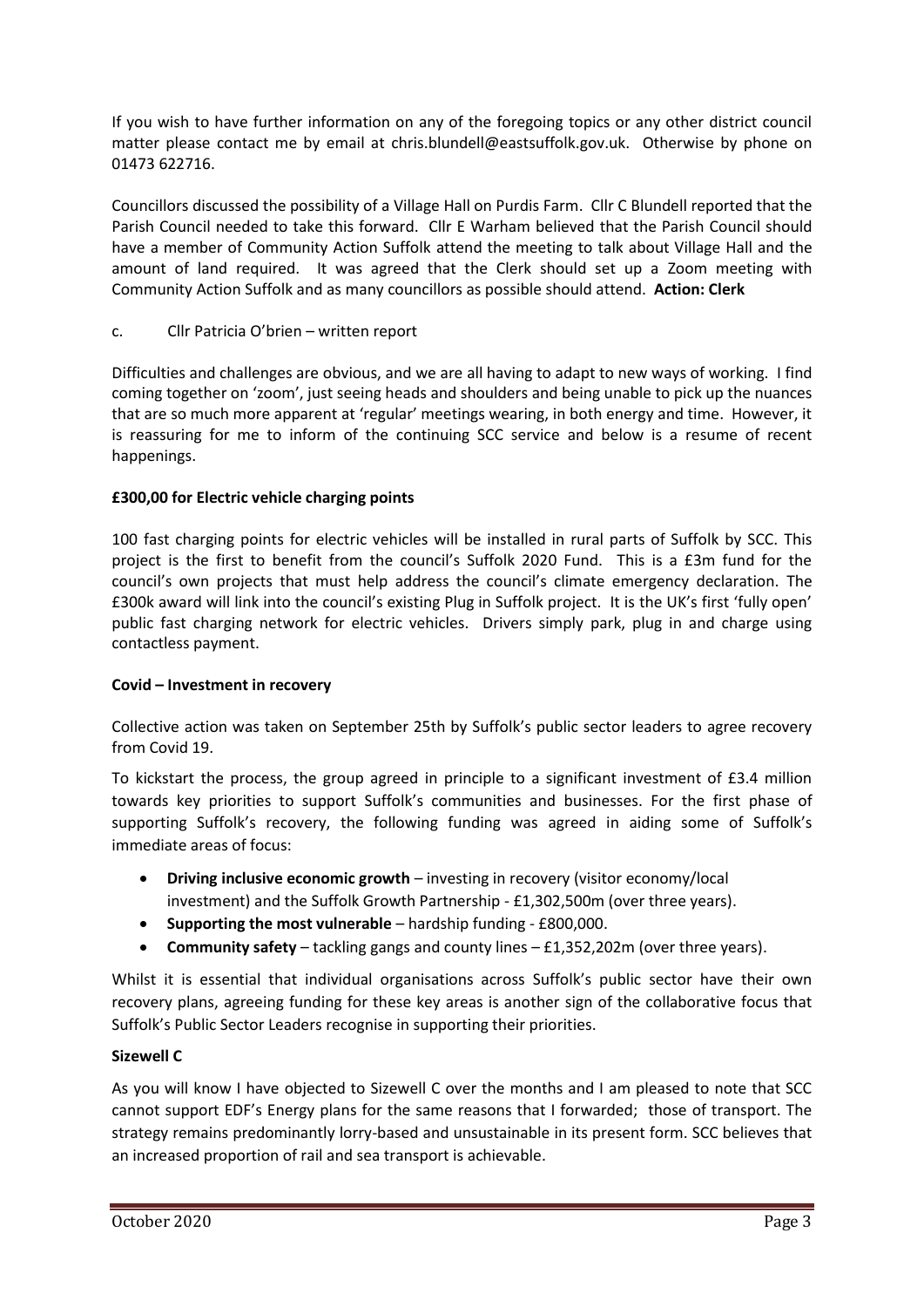If you wish to have further information on any of the foregoing topics or any other district council matter please contact me by email at chris.blundell@eastsuffolk.gov.uk. Otherwise by phone on 01473 622716.

Councillors discussed the possibility of a Village Hall on Purdis Farm. Cllr C Blundell reported that the Parish Council needed to take this forward. Cllr E Warham believed that the Parish Council should have a member of Community Action Suffolk attend the meeting to talk about Village Hall and the amount of land required. It was agreed that the Clerk should set up a Zoom meeting with Community Action Suffolk and as many councillors as possible should attend. **Action: Clerk**

c. Cllr Patricia O'brien – written report

Difficulties and challenges are obvious, and we are all having to adapt to new ways of working. I find coming together on 'zoom', just seeing heads and shoulders and being unable to pick up the nuances that are so much more apparent at 'regular' meetings wearing, in both energy and time. However, it is reassuring for me to inform of the continuing SCC service and below is a resume of recent happenings.

**£300,00 for Electric vehicle charging points**

100 fast charging points for electric vehicles will be installed in rural parts of Suffolk by SCC. This project is the first to benefit from the council's Suffolk 2020 Fund. This is a £3m fund for the council's own projects that must help address the council's climate emergency declaration. The £300k award will link into the council's existing Plug in Suffolk project. It is the UK's first 'fully open' public fast charging network for electric vehicles. Drivers simply park, plug in and charge using contactless payment.

**Covid – Investment in recovery**

Collective action was taken on September 25th by Suffolk's public sector leaders to agree recovery from Covid 19.

To kickstart the process, the group agreed in principle to a significant investment of £3.4 million towards key priorities to support Suffolk's communities and businesses. For the first phase of supporting Suffolk's recovery, the following funding was agreed in aiding some of Suffolk's immediate areas of focus:

- **Driving inclusive economic growth** – investing in recovery (visitor economy/local investment) and the Suffolk Growth Partnership - £1,302,500m (over three years).
- **Supporting the most vulnerable** – hardship funding - £800,000.
- **Community safety** – tackling gangs and county lines – £1,352,202m (over three years).

Whilst it is essential that individual organisations across Suffolk's public sector have their own recovery plans, agreeing funding for these key areas is another sign of the collaborative focus that Suffolk's Public Sector Leaders recognise in supporting their priorities.

**Sizewell C**

As you will know I have objected to Sizewell C over the months and I am pleased to note that SCC cannot support EDF's Energy plans for the same reasons that I forwarded; those of transport. The strategy remains predominantly lorry-based and unsustainable in its present form. SCC believes that an increased proportion of rail and sea transport is achievable.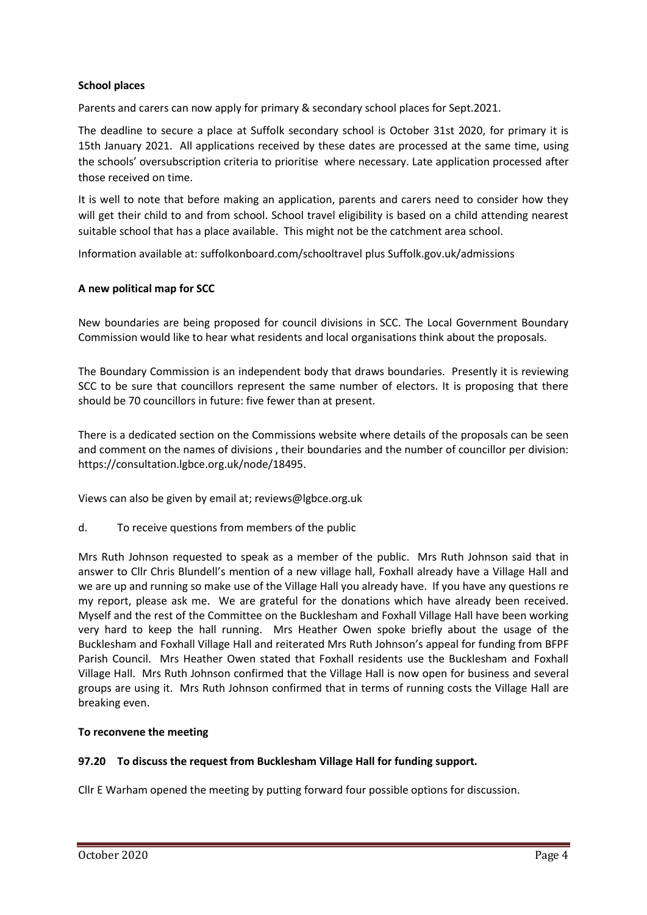**School places**

Parents and carers can now apply for primary & secondary school places for Sept.2021.

The deadline to secure a place at Suffolk secondary school is October 31st 2020, for primary it is 15th January 2021. All applications received by these dates are processed at the same time, using the schools' oversubscription criteria to prioritise where necessary. Late application processed after those received on time.

It is well to note that before making an application, parents and carers need to consider how they will get their child to and from school. School travel eligibility is based on a child attending nearest suitable school that has a place available. This might not be the catchment area school.

Information available at: suffolkonboard.com/schooltravel plus Suffolk.gov.uk/admissions

**A new political map for SCC**

New boundaries are being proposed for council divisions in SCC. The Local Government Boundary Commission would like to hear what residents and local organisations think about the proposals.

The Boundary Commission is an independent body that draws boundaries. Presently it is reviewing SCC to be sure that councillors represent the same number of electors. It is proposing that there should be 70 councillors in future: five fewer than at present.

There is a dedicated section on the Commissions website where details of the proposals can be seen and comment on the names of divisions , their boundaries and the number of councillor per division: https://consultation.lgbce.org.uk/node/18495.

Views can also be given by email at; reviews@lgbce.org.uk

d. To receive questions from members of the public

Mrs Ruth Johnson requested to speak as a member of the public. Mrs Ruth Johnson said that in answer to Cllr Chris Blundell's mention of a new village hall, Foxhall already have a Village Hall and we are up and running so make use of the Village Hall you already have. If you have any questions re my report, please ask me. We are grateful for the donations which have already been received. Myself and the rest of the Committee on the Bucklesham and Foxhall Village Hall have been working very hard to keep the hall running. Mrs Heather Owen spoke briefly about the usage of the Bucklesham and Foxhall Village Hall and reiterated Mrs Ruth Johnson's appeal for funding from BFPF Parish Council. Mrs Heather Owen stated that Foxhall residents use the Bucklesham and Foxhall Village Hall. Mrs Ruth Johnson confirmed that the Village Hall is now open for business and several groups are using it. Mrs Ruth Johnson confirmed that in terms of running costs the Village Hall are breaking even.

**To reconvene the meeting**

**97.20 To discuss the request from Bucklesham Village Hall for funding support.**

Cllr E Warham opened the meeting by putting forward four possible options for discussion.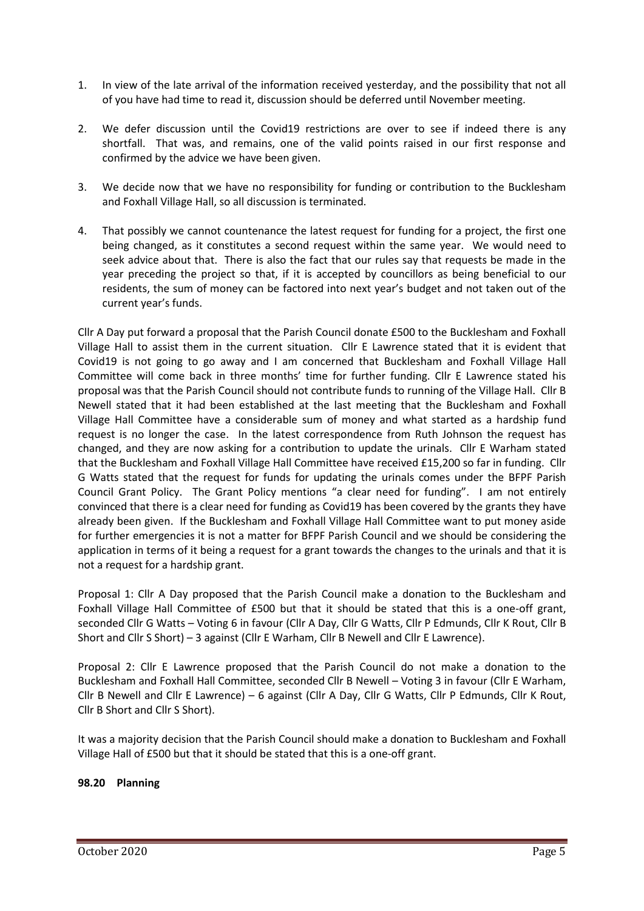1. In view of the late arrival of the information received yesterday, and the possibility that not all of you have had time to read it, discussion should be deferred until November meeting.

2. We defer discussion until the Covid19 restrictions are over to see if indeed there is any shortfall. That was, and remains, one of the valid points raised in our first response and confirmed by the advice we have been given.

3. We decide now that we have no responsibility for funding or contribution to the Bucklesham and Foxhall Village Hall, so all discussion is terminated.

4. That possibly we cannot countenance the latest request for funding for a project, the first one being changed, as it constitutes a second request within the same year. We would need to seek advice about that. There is also the fact that our rules say that requests be made in the year preceding the project so that, if it is accepted by councillors as being beneficial to our residents, the sum of money can be factored into next year's budget and not taken out of the current year's funds.

Cllr A Day put forward a proposal that the Parish Council donate £500 to the Bucklesham and Foxhall Village Hall to assist them in the current situation. Cllr E Lawrence stated that it is evident that Covid19 is not going to go away and I am concerned that Bucklesham and Foxhall Village Hall Committee will come back in three months' time for further funding. Cllr E Lawrence stated his proposal was that the Parish Council should not contribute funds to running of the Village Hall. Cllr B Newell stated that it had been established at the last meeting that the Bucklesham and Foxhall Village Hall Committee have a considerable sum of money and what started as a hardship fund request is no longer the case. In the latest correspondence from Ruth Johnson the request has changed, and they are now asking for a contribution to update the urinals. Cllr E Warham stated that the Bucklesham and Foxhall Village Hall Committee have received £15,200 so far in funding. Cllr G Watts stated that the request for funds for updating the urinals comes under the BFPF Parish Council Grant Policy. The Grant Policy mentions "a clear need for funding". I am not entirely convinced that there is a clear need for funding as Covid19 has been covered by the grants they have already been given. If the Bucklesham and Foxhall Village Hall Committee want to put money aside for further emergencies it is not a matter for BFPF Parish Council and we should be considering the application in terms of it being a request for a grant towards the changes to the urinals and that it is not a request for a hardship grant.

Proposal 1: Cllr A Day proposed that the Parish Council make a donation to the Bucklesham and Foxhall Village Hall Committee of £500 but that it should be stated that this is a one-off grant, seconded Cllr G Watts – Voting 6 in favour (Cllr A Day, Cllr G Watts, Cllr P Edmunds, Cllr K Rout, Cllr B Short and Cllr S Short) – 3 against (Cllr E Warham, Cllr B Newell and Cllr E Lawrence).

Proposal 2: Cllr E Lawrence proposed that the Parish Council do not make a donation to the Bucklesham and Foxhall Hall Committee, seconded Cllr B Newell – Voting 3 in favour (Cllr E Warham, Cllr B Newell and Cllr E Lawrence) – 6 against (Cllr A Day, Cllr G Watts, Cllr P Edmunds, Cllr K Rout, Cllr B Short and Cllr S Short).

It was a majority decision that the Parish Council should make a donation to Bucklesham and Foxhall Village Hall of £500 but that it should be stated that this is a one-off grant.

**98.20 Planning**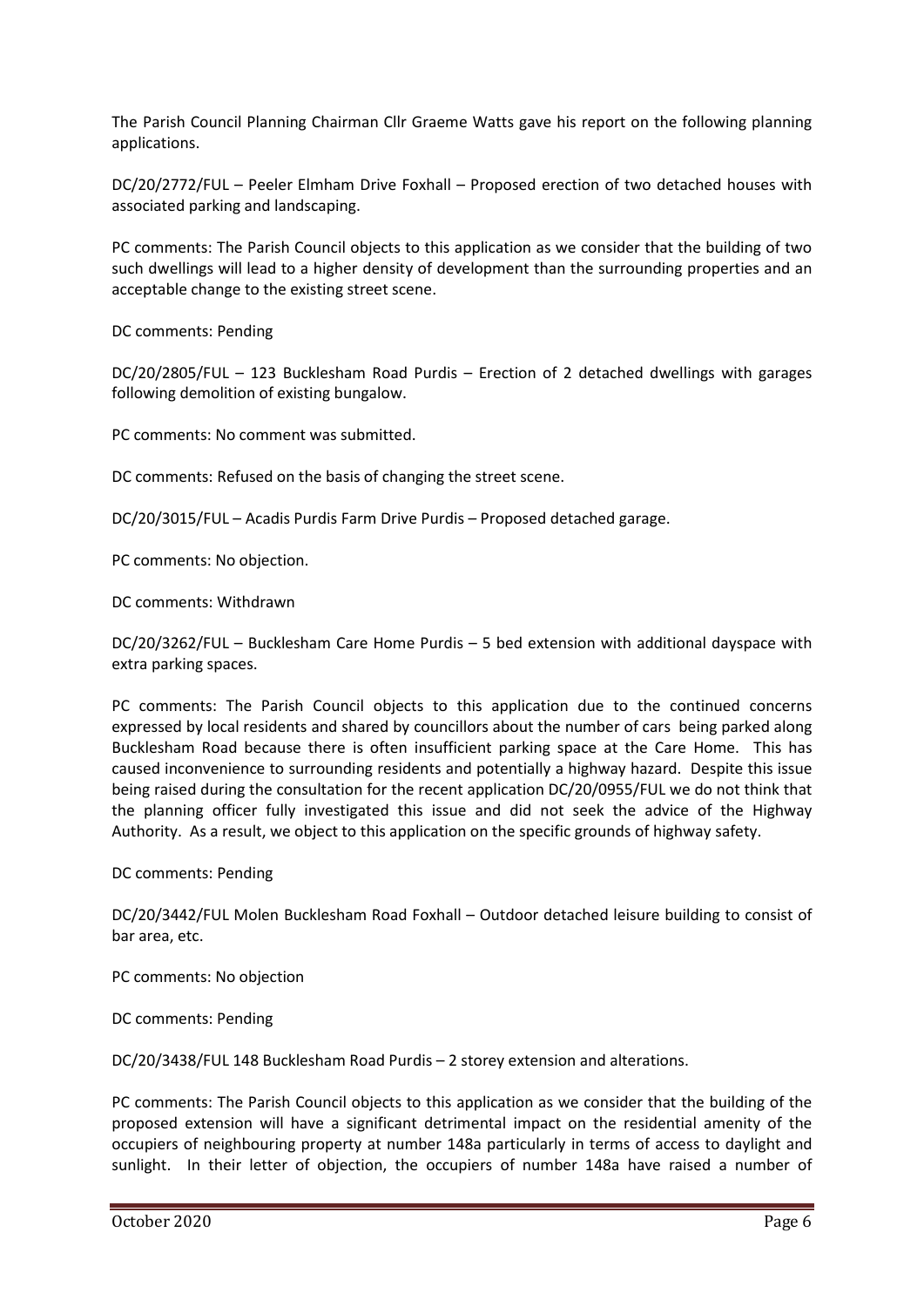The Parish Council Planning Chairman Cllr Graeme Watts gave his report on the following planning applications.

DC/20/2772/FUL – Peeler Elmham Drive Foxhall – Proposed erection of two detached houses with associated parking and landscaping.

PC comments: The Parish Council objects to this application as we consider that the building of two such dwellings will lead to a higher density of development than the surrounding properties and an acceptable change to the existing street scene.

DC comments: Pending

DC/20/2805/FUL – 123 Bucklesham Road Purdis – Erection of 2 detached dwellings with garages following demolition of existing bungalow.

PC comments: No comment was submitted.

DC comments: Refused on the basis of changing the street scene.

DC/20/3015/FUL – Acadis Purdis Farm Drive Purdis – Proposed detached garage.

PC comments: No objection.

DC comments: Withdrawn

DC/20/3262/FUL – Bucklesham Care Home Purdis – 5 bed extension with additional dayspace with extra parking spaces.

PC comments: The Parish Council objects to this application due to the continued concerns expressed by local residents and shared by councillors about the number of cars being parked along Bucklesham Road because there is often insufficient parking space at the Care Home. This has caused inconvenience to surrounding residents and potentially a highway hazard. Despite this issue being raised during the consultation for the recent application DC/20/0955/FUL we do not think that the planning officer fully investigated this issue and did not seek the advice of the Highway Authority. As a result, we object to this application on the specific grounds of highway safety.

DC comments: Pending

DC/20/3442/FUL Molen Bucklesham Road Foxhall – Outdoor detached leisure building to consist of bar area, etc.

PC comments: No objection

DC comments: Pending

DC/20/3438/FUL 148 Bucklesham Road Purdis – 2 storey extension and alterations.

PC comments: The Parish Council objects to this application as we consider that the building of the proposed extension will have a significant detrimental impact on the residential amenity of the occupiers of neighbouring property at number 148a particularly in terms of access to daylight and sunlight. In their letter of objection, the occupiers of number 148a have raised a number of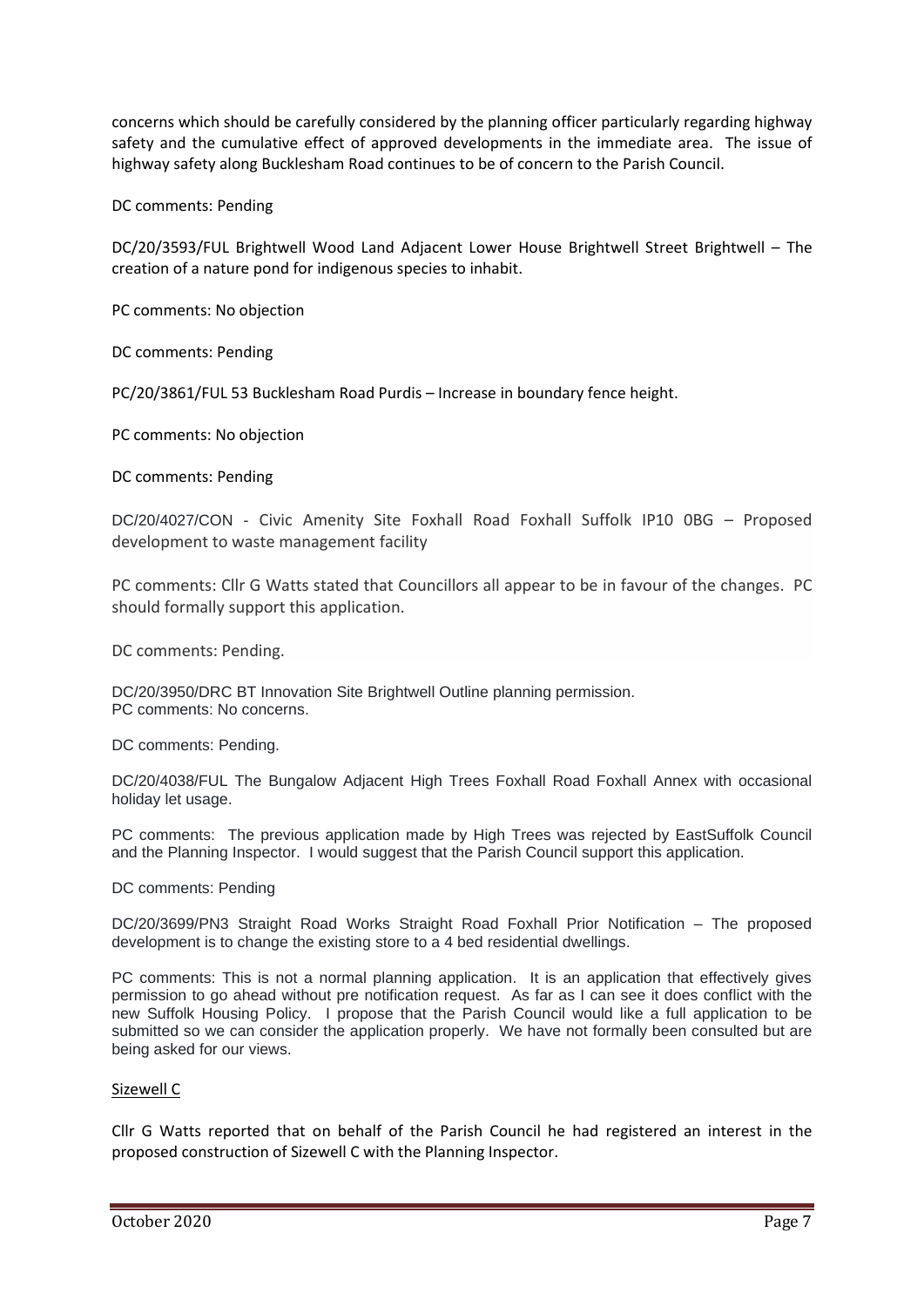concerns which should be carefully considered by the planning officer particularly regarding highway safety and the cumulative effect of approved developments in the immediate area. The issue of highway safety along Bucklesham Road continues to be of concern to the Parish Council.

DC comments: Pending

DC/20/3593/FUL Brightwell Wood Land Adjacent Lower House Brightwell Street Brightwell – The creation of a nature pond for indigenous species to inhabit.

PC comments: No objection

DC comments: Pending

PC/20/3861/FUL 53 Bucklesham Road Purdis – Increase in boundary fence height.

PC comments: No objection

DC comments: Pending

DC/20/4027/CON - Civic Amenity Site Foxhall Road Foxhall Suffolk IP10 0BG – Proposed development to waste management facility

PC comments: Cllr G Watts stated that Councillors all appear to be in favour of the changes. PC should formally support this application.

DC comments: Pending.

DC/20/3950/DRC BT Innovation Site Brightwell Outline planning permission.
PC comments: No concerns.

DC comments: Pending.

DC/20/4038/FUL The Bungalow Adjacent High Trees Foxhall Road Foxhall Annex with occasional holiday let usage.

PC comments: The previous application made by High Trees was rejected by EastSuffolk Council and the Planning Inspector. I would suggest that the Parish Council support this application.

DC comments: Pending

DC/20/3699/PN3 Straight Road Works Straight Road Foxhall Prior Notification – The proposed development is to change the existing store to a 4 bed residential dwellings.

PC comments: This is not a normal planning application. It is an application that effectively gives permission to go ahead without pre notification request. As far as I can see it does conflict with the new Suffolk Housing Policy. I propose that the Parish Council would like a full application to be submitted so we can consider the application properly. We have not formally been consulted but are being asked for our views.

## Sizewell C

Cllr G Watts reported that on behalf of the Parish Council he had registered an interest in the proposed construction of Sizewell C with the Planning Inspector.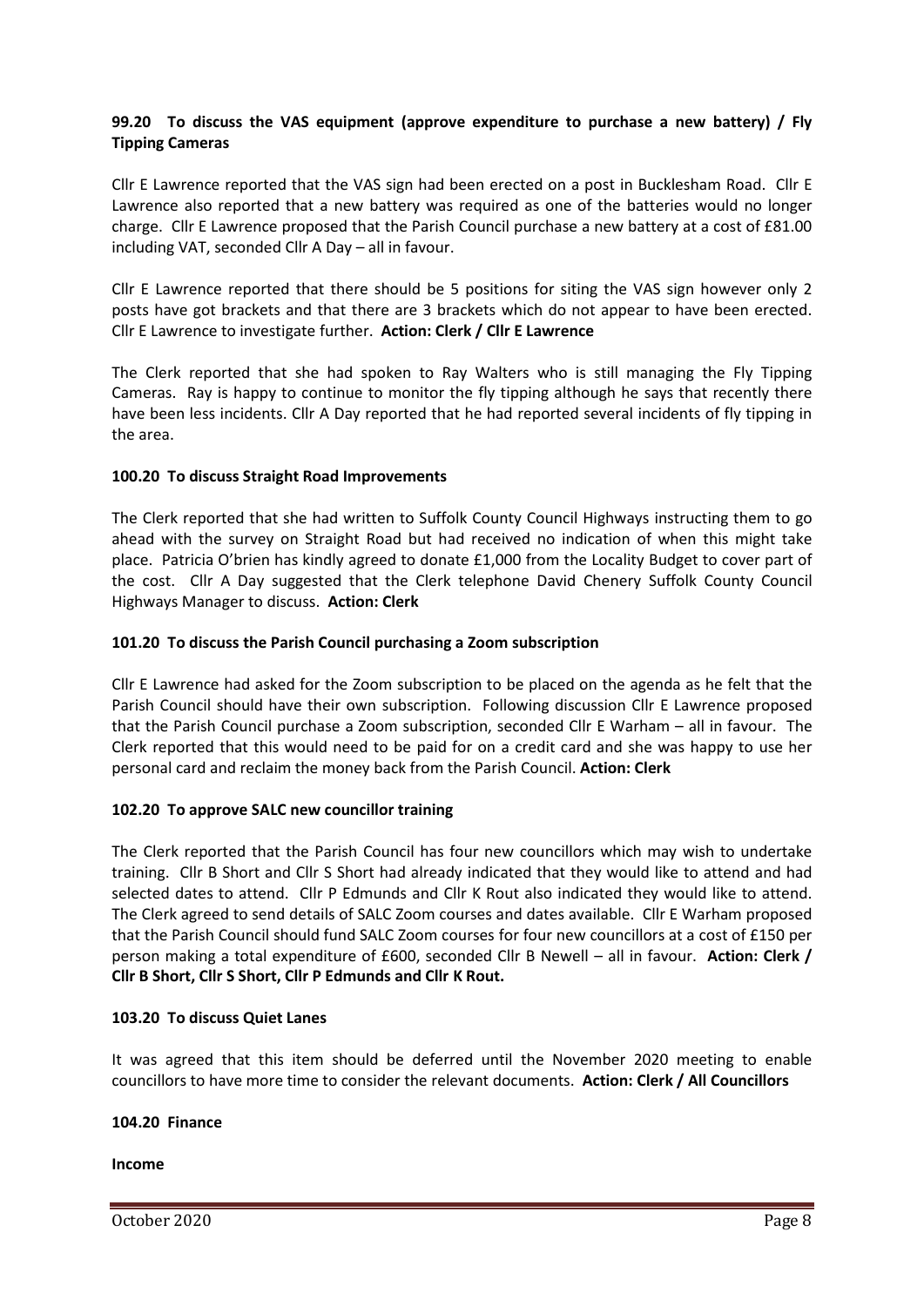**99.20 To discuss the VAS equipment (approve expenditure to purchase a new battery) / Fly Tipping Cameras**

Cllr E Lawrence reported that the VAS sign had been erected on a post in Bucklesham Road. Cllr E Lawrence also reported that a new battery was required as one of the batteries would no longer charge. Cllr E Lawrence proposed that the Parish Council purchase a new battery at a cost of £81.00 including VAT, seconded Cllr A Day – all in favour.

Cllr E Lawrence reported that there should be 5 positions for siting the VAS sign however only 2 posts have got brackets and that there are 3 brackets which do not appear to have been erected. Cllr E Lawrence to investigate further. **Action: Clerk / Cllr E Lawrence**

The Clerk reported that she had spoken to Ray Walters who is still managing the Fly Tipping Cameras. Ray is happy to continue to monitor the fly tipping although he says that recently there have been less incidents. Cllr A Day reported that he had reported several incidents of fly tipping in the area.

**100.20 To discuss Straight Road Improvements**

The Clerk reported that she had written to Suffolk County Council Highways instructing them to go ahead with the survey on Straight Road but had received no indication of when this might take place. Patricia O'brien has kindly agreed to donate £1,000 from the Locality Budget to cover part of the cost. Cllr A Day suggested that the Clerk telephone David Chenery Suffolk County Council Highways Manager to discuss. **Action: Clerk**

**101.20 To discuss the Parish Council purchasing a Zoom subscription**

Cllr E Lawrence had asked for the Zoom subscription to be placed on the agenda as he felt that the Parish Council should have their own subscription. Following discussion Cllr E Lawrence proposed that the Parish Council purchase a Zoom subscription, seconded Cllr E Warham – all in favour. The Clerk reported that this would need to be paid for on a credit card and she was happy to use her personal card and reclaim the money back from the Parish Council. **Action: Clerk**

**102.20 To approve SALC new councillor training**

The Clerk reported that the Parish Council has four new councillors which may wish to undertake training. Cllr B Short and Cllr S Short had already indicated that they would like to attend and had selected dates to attend. Cllr P Edmunds and Cllr K Rout also indicated they would like to attend. The Clerk agreed to send details of SALC Zoom courses and dates available. Cllr E Warham proposed that the Parish Council should fund SALC Zoom courses for four new councillors at a cost of £150 per person making a total expenditure of £600, seconded Cllr B Newell – all in favour. **Action: Clerk / Cllr B Short, Cllr S Short, Cllr P Edmunds and Cllr K Rout.**

**103.20 To discuss Quiet Lanes**

It was agreed that this item should be deferred until the November 2020 meeting to enable councillors to have more time to consider the relevant documents. **Action: Clerk / All Councillors**

**104.20 Finance**

**Income**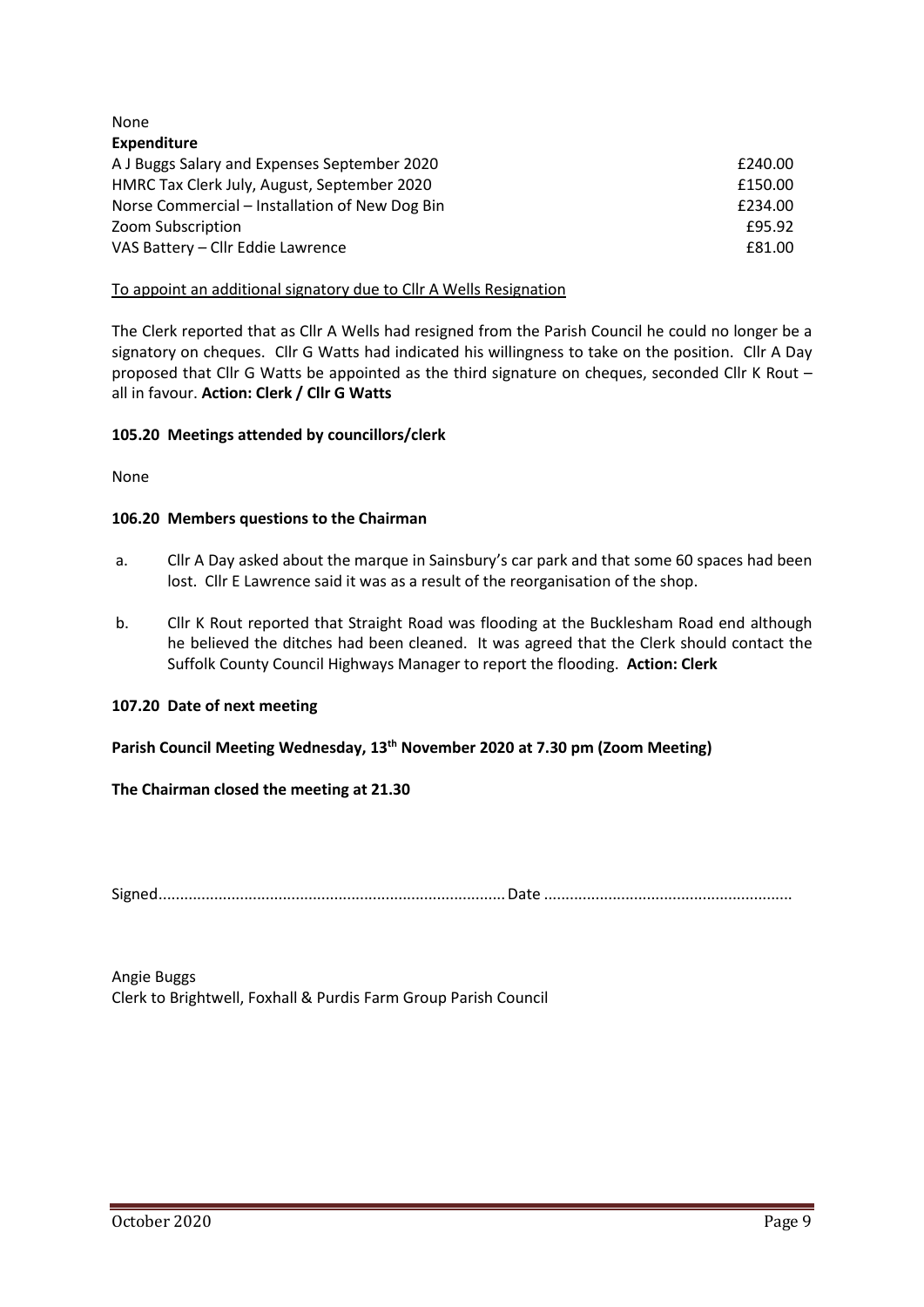None

**Expenditure**

| | |
|---|---|
| A J Buggs Salary and Expenses September 2020 | £240.00 |
| HMRC Tax Clerk July, August, September 2020 | £150.00 |
| Norse Commercial – Installation of New Dog Bin | £234.00 |
| Zoom Subscription | £95.92 |
| VAS Battery – Cllr Eddie Lawrence | £81.00 |

To appoint an additional signatory due to Cllr A Wells Resignation

The Clerk reported that as Cllr A Wells had resigned from the Parish Council he could no longer be a signatory on cheques. Cllr G Watts had indicated his willingness to take on the position. Cllr A Day proposed that Cllr G Watts be appointed as the third signature on cheques, seconded Cllr K Rout – all in favour. **Action: Clerk / Cllr G Watts**

**105.20 Meetings attended by councillors/clerk**

None

**106.20 Members questions to the Chairman**

a. Cllr A Day asked about the marque in Sainsbury's car park and that some 60 spaces had been lost. Cllr E Lawrence said it was as a result of the reorganisation of the shop.

b. Cllr K Rout reported that Straight Road was flooding at the Bucklesham Road end although he believed the ditches had been cleaned. It was agreed that the Clerk should contact the Suffolk County Council Highways Manager to report the flooding. **Action: Clerk**

**107.20 Date of next meeting**

**Parish Council Meeting Wednesday, 13th November 2020 at 7.30 pm (Zoom Meeting)**

**The Chairman closed the meeting at 21.30**

Signed................................................................................ Date .........................................................

Angie Buggs
Clerk to Brightwell, Foxhall & Purdis Farm Group Parish Council